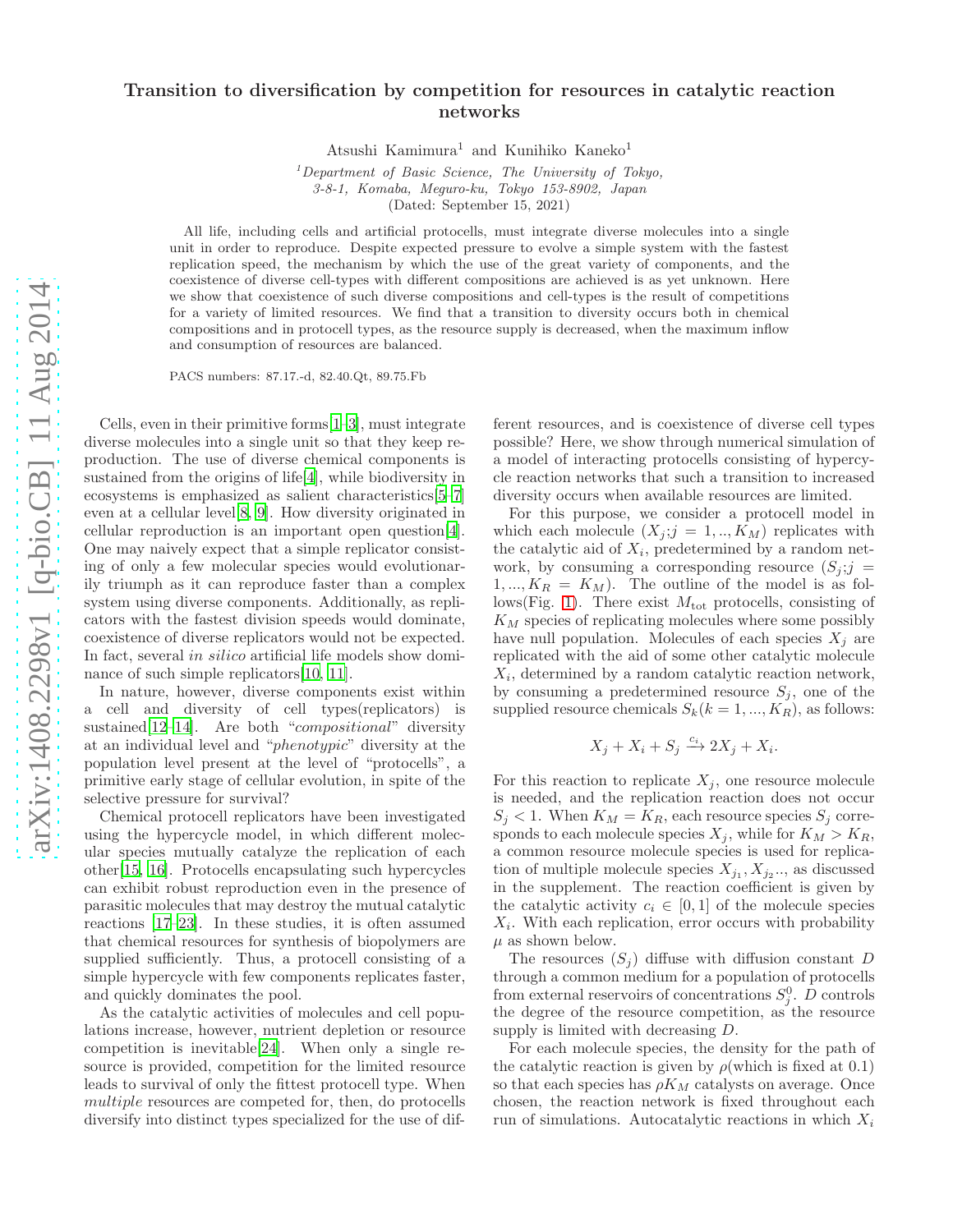# Transition to diversification by competition for resources in catalytic reaction networks

Atsushi Kamimura[1] and Kunihiko Kaneko[1]

[1] *Department of Basic Science, The University of Tokyo, 3-8-1, Komaba, Meguro-ku, Tokyo 153-8902, Japan*

(Dated: September 15, 2021)

All life, including cells and artificial protocells, must integrate diverse molecules into a single unit in order to reproduce. Despite expected pressure to evolve a simple system with the fastest replication speed, the mechanism by which the use of the great variety of components, and the coexistence of diverse cell-types with different compositions are achieved is as yet unknown. Here we show that coexistence of such diverse compositions and cell-types is the result of competitions for a variety of limited resources. We find that a transition to diversity occurs both in chemical compositions and in protocell types, as the resource supply is decreased, when the maximum inflow and consumption of resources are balanced.

PACS numbers: 87.17.-d, 82.40.Qt, 89.75.Fb

Cells, even in their primitive forms[1–3], must integrate diverse molecules into a single unit so that they keep reproduction. The use of diverse chemical components is sustained from the origins of life[4], while biodiversity in ecosystems is emphasized as salient characteristics[5–7] even at a cellular level[8, 9]. How diversity originated in cellular reproduction is an important open question[4]. One may naively expect that a simple replicator consisting of only a few molecular species would evolutionarily triumph as it can reproduce faster than a complex system using diverse components. Additionally, as replicators with the fastest division speeds would dominate, coexistence of diverse replicators would not be expected. In fact, several *in silico* artificial life models show dominance of such simple replicators[10, 11].

In nature, however, diverse components exist within a cell and diversity of cell types(replicators) is sustained[12–14]. Are both "*compositional*" diversity at an individual level and "*phenotypic*" diversity at the population level present at the level of "protocells", a primitive early stage of cellular evolution, in spite of the selective pressure for survival?

Chemical protocell replicators have been investigated using the hypercycle model, in which different molecular species mutually catalyze the replication of each other[15, 16]. Protocells encapsulating such hypercycles can exhibit robust reproduction even in the presence of parasitic molecules that may destroy the mutual catalytic reactions [17–23]. In these studies, it is often assumed that chemical resources for synthesis of biopolymers are supplied sufficiently. Thus, a protocell consisting of a simple hypercycle with few components replicates faster, and quickly dominates the pool.

As the catalytic activities of molecules and cell populations increase, however, nutrient depletion or resource competition is inevitable[24]. When only a single resource is provided, competition for the limited resource leads to survival of only the fittest protocell type. When *multiple* resources are competed for, then, do protocells diversify into distinct types specialized for the use of different resources, and is coexistence of diverse cell types possible? Here, we show through numerical simulation of a model of interacting protocells consisting of hypercycle reaction networks that such a transition to increased diversity occurs when available resources are limited.

For this purpose, we consider a protocell model in which each molecule ($X_j; j = 1, .., K_M$) replicates with the catalytic aid of $X_i$, predetermined by a random network, by consuming a corresponding resource ($S_j; j = 1, ..., K_R = K_M$). The outline of the model is as follows(Fig. 1). There exist $M_{\rm tot}$ protocells, consisting of $K_M$ species of replicating molecules where some possibly have null population. Molecules of each species $X_j$ are replicated with the aid of some other catalytic molecule $X_i$, determined by a random catalytic reaction network, by consuming a predetermined resource $S_j$, one of the supplied resource chemicals $S_k (k = 1, ..., K_R)$, as follows:

$$X_j + X_i + S_j \xrightarrow{c_i} 2X_j + X_i.$$

For this reaction to replicate $X_j$, one resource molecule is needed, and the replication reaction does not occur $S_j < 1$. When $K_M = K_R$, each resource species $S_j$ corresponds to each molecule species $X_j$, while for $K_M > K_R$, a common resource molecule species is used for replication of multiple molecule species $X_{j_1}, X_{j_2}..$, as discussed in the supplement. The reaction coefficient is given by the catalytic activity $c_i \in [0, 1]$ of the molecule species $X_i$. With each replication, error occurs with probability $\mu$ as shown below.

The resources ($S_j$) diffuse with diffusion constant $D$ through a common medium for a population of protocells from external reservoirs of concentrations $S^0_j$. $D$ controls the degree of the resource competition, as the resource supply is limited with decreasing $D$.

For each molecule species, the density for the path of the catalytic reaction is given by $\rho$(which is fixed at 0.1) so that each species has $\rho K_M$ catalysts on average. Once chosen, the reaction network is fixed throughout each run of simulations. Autocatalytic reactions in which $X_i$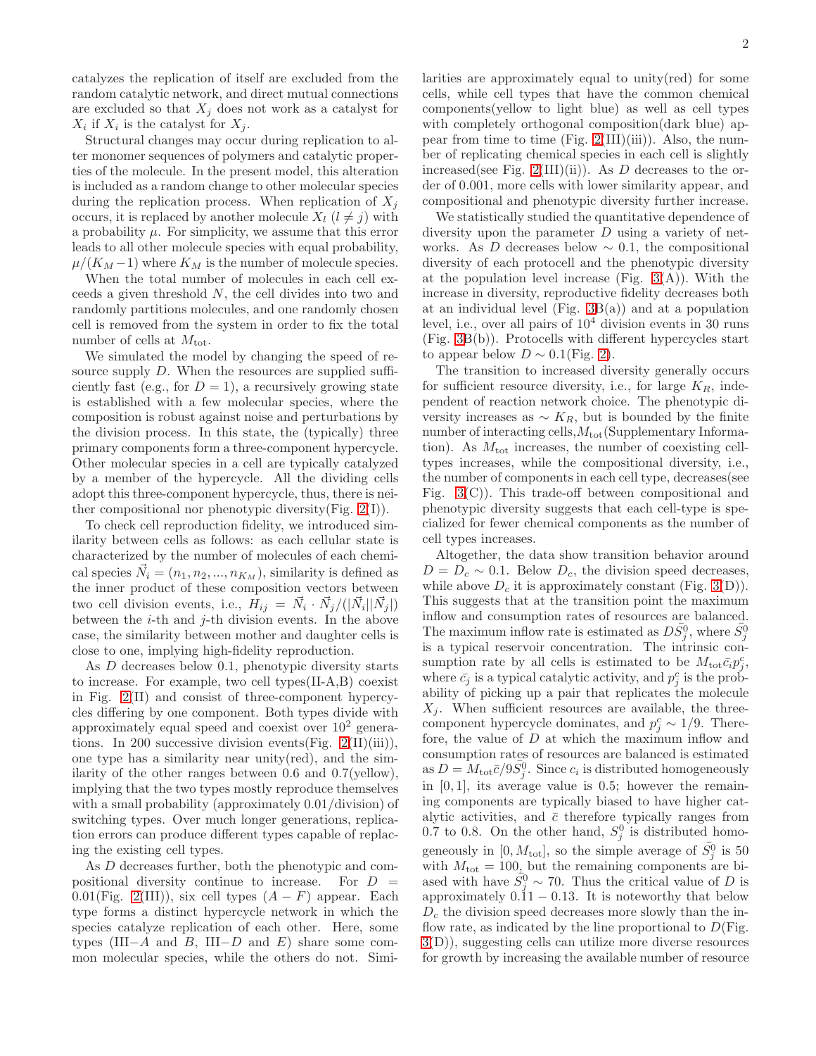catalyzes the replication of itself are excluded from the random catalytic network, and direct mutual connections are excluded so that $X_j$ does not work as a catalyst for $X_i$ if $X_i$ is the catalyst for $X_j$.

Structural changes may occur during replication to alter monomer sequences of polymers and catalytic properties of the molecule. In the present model, this alteration is included as a random change to other molecular species during the replication process. When replication of $X_j$ occurs, it is replaced by another molecule $X_l$ $(l \neq j)$ with a probability $\mu$. For simplicity, we assume that this error leads to all other molecule species with equal probability, $\mu/(K_M - 1)$ where $K_M$ is the number of molecule species.

When the total number of molecules in each cell exceeds a given threshold $N$, the cell divides into two and randomly partitions molecules, and one randomly chosen cell is removed from the system in order to fix the total number of cells at $M_{\rm tot}$.

We simulated the model by changing the speed of resource supply $D$. When the resources are supplied sufficiently fast (e.g., for $D = 1$), a recursively growing state is established with a few molecular species, where the composition is robust against noise and perturbations by the division process. In this state, the (typically) three primary components form a three-component hypercycle. Other molecular species in a cell are typically catalyzed by a member of the hypercycle. All the dividing cells adopt this three-component hypercycle, thus, there is neither compositional nor phenotypic diversity(Fig. 2(I)).

To check cell reproduction fidelity, we introduced similarity between cells as follows: as each cellular state is characterized by the number of molecules of each chemical species $\vec{N}_i = (n_1, n_2, ..., n_{K_M})$, similarity is defined as the inner product of these composition vectors between two cell division events, i.e., $H_{ij} = \vec{N}_i \cdot \vec{N}_j/(|\vec{N}_i||\vec{N}_j|)$ between the $i$-th and $j$-th division events. In the above case, the similarity between mother and daughter cells is close to one, implying high-fidelity reproduction.

As $D$ decreases below 0.1, phenotypic diversity starts to increase. For example, two cell types(II-A,B) coexist in Fig. 2(II) and consist of three-component hypercycles differing by one component. Both types divide with approximately equal speed and coexist over $10^2$ generations. In 200 successive division events(Fig. 2(II)(iii)), one type has a similarity near unity(red), and the similarity of the other ranges between 0.6 and 0.7(yellow), implying that the two types mostly reproduce themselves with a small probability (approximately 0.01/division) of switching types. Over much longer generations, replication errors can produce different types capable of replacing the existing cell types.

As $D$ decreases further, both the phenotypic and compositional diversity continue to increase. For $D = 0.01$(Fig. 2(III)), six cell types $(A - F)$ appear. Each type forms a distinct hypercycle network in which the species catalyze replication of each other. Here, some types (III$-A$ and $B$, III$-D$ and $E$) share some common molecular species, while the others do not. Similarities are approximately equal to unity(red) for some cells, while cell types that have the common chemical components(yellow to light blue) as well as cell types with completely orthogonal composition(dark blue) appear from time to time (Fig. 2(III)(iii)). Also, the number of replicating chemical species in each cell is slightly increased(see Fig. 2(III)(ii)). As $D$ decreases to the order of 0.001, more cells with lower similarity appear, and compositional and phenotypic diversity further increase.

We statistically studied the quantitative dependence of diversity upon the parameter $D$ using a variety of networks. As $D$ decreases below $\sim 0.1$, the compositional diversity of each protocell and the phenotypic diversity at the population level increase (Fig. 3(A)). With the increase in diversity, reproductive fidelity decreases both at an individual level (Fig. 3B(a)) and at a population level, i.e., over all pairs of $10^4$ division events in 30 runs (Fig. 3B(b)). Protocells with different hypercycles start to appear below $D \sim 0.1$(Fig. 2).

The transition to increased diversity generally occurs for sufficient resource diversity, i.e., for large $K_R$, independent of reaction network choice. The phenotypic diversity increases as $\sim K_R$, but is bounded by the finite number of interacting cells,$M_{\rm tot}$(Supplementary Information). As $M_{\rm tot}$ increases, the number of coexisting cell-types increases, while the compositional diversity, i.e., the number of components in each cell type, decreases(see Fig. 3(C)). This trade-off between compositional and phenotypic diversity suggests that each cell-type is specialized for fewer chemical components as the number of cell types increases.

Altogether, the data show transition behavior around $D = D_c \sim 0.1$. Below $D_c$, the division speed decreases, while above $D_c$ it is approximately constant (Fig. 3(D)). This suggests that at the transition point the maximum inflow and consumption rates of resources are balanced. The maximum inflow rate is estimated as $D\bar{S}_j^0$, where $\bar{S}_j^0$ is a typical reservoir concentration. The intrinsic consumption rate by all cells is estimated to be $M_{\rm tot}\bar{c}_i p_j^c$, where $\bar{c}_j$ is a typical catalytic activity, and $p_j^c$ is the probability of picking up a pair that replicates the molecule $X_j$. When sufficient resources are available, the three-component hypercycle dominates, and $p_j^c \sim 1/9$. Therefore, the value of $D$ at which the maximum inflow and consumption rates of resources are balanced is estimated as $D = M_{\rm tot}\bar{c}/9\bar{S}_j^0$. Since $c_i$ is distributed homogeneously in $[0, 1]$, its average value is 0.5; however the remaining components are typically biased to have higher catalytic activities, and $\bar{c}$ therefore typically ranges from 0.7 to 0.8. On the other hand, $S_j^0$ is distributed homogeneously in $[0, M_{\rm tot}]$, so the simple average of $\bar{S}_j^0$ is 50 with $M_{\rm tot} = 100$, but the remaining components are biased with have $\bar{S}_j^0 \sim 70$. Thus the critical value of $D$ is approximately $0.11 - 0.13$. It is noteworthy that below $D_c$ the division speed decreases more slowly than the inflow rate, as indicated by the line proportional to $D$(Fig. 3(D)), suggesting cells can utilize more diverse resources for growth by increasing the available number of resource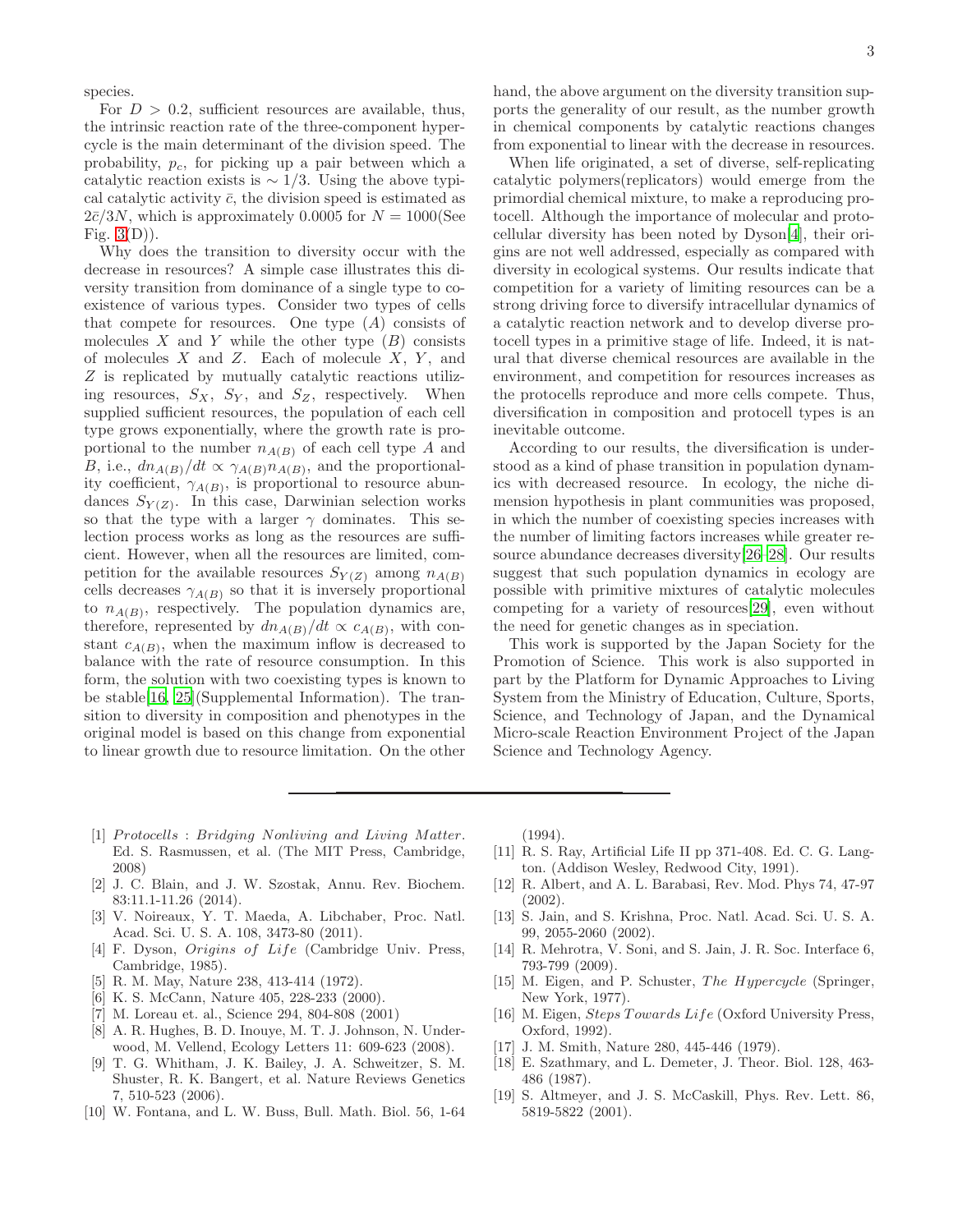species.

For $D > 0.2$, sufficient resources are available, thus, the intrinsic reaction rate of the three-component hypercycle is the main determinant of the division speed. The probability, $p_c$, for picking up a pair between which a catalytic reaction exists is $\sim 1/3$. Using the above typical catalytic activity $\bar{c}$, the division speed is estimated as $2\bar{c}/3N$, which is approximately 0.0005 for $N = 1000$(See Fig. 3(D)).

Why does the transition to diversity occur with the decrease in resources? A simple case illustrates this diversity transition from dominance of a single type to coexistence of various types. Consider two types of cells that compete for resources. One type ($A$) consists of molecules $X$ and $Y$ while the other type ($B$) consists of molecules $X$ and $Z$. Each of molecule $X$, $Y$, and $Z$ is replicated by mutually catalytic reactions utilizing resources, $S_X$, $S_Y$, and $S_Z$, respectively. When supplied sufficient resources, the population of each cell type grows exponentially, where the growth rate is proportional to the number $n_{A(B)}$ of each cell type $A$ and $B$, i.e., $dn_{A(B)}/dt \propto \gamma_{A(B)} n_{A(B)}$, and the proportionality coefficient, $\gamma_{A(B)}$, is proportional to resource abundances $S_{Y(Z)}$. In this case, Darwinian selection works so that the type with a larger $\gamma$ dominates. This selection process works as long as the resources are sufficient. However, when all the resources are limited, competition for the available resources $S_{Y(Z)}$ among $n_{A(B)}$ cells decreases $\gamma_{A(B)}$ so that it is inversely proportional to $n_{A(B)}$, respectively. The population dynamics are, therefore, represented by $dn_{A(B)}/dt \propto c_{A(B)}$, with constant $c_{A(B)}$, when the maximum inflow is decreased to balance with the rate of resource consumption. In this form, the solution with two coexisting types is known to be stable[16, 25](Supplemental Information). The transition to diversity in composition and phenotypes in the original model is based on this change from exponential to linear growth due to resource limitation. On the other hand, the above argument on the diversity transition supports the generality of our result, as the number growth in chemical components by catalytic reactions changes from exponential to linear with the decrease in resources.

When life originated, a set of diverse, self-replicating catalytic polymers(replicators) would emerge from the primordial chemical mixture, to make a reproducing protocell. Although the importance of molecular and protocellular diversity has been noted by Dyson[4], their origins are not well addressed, especially as compared with diversity in ecological systems. Our results indicate that competition for a variety of limiting resources can be a strong driving force to diversify intracellular dynamics of a catalytic reaction network and to develop diverse protocell types in a primitive stage of life. Indeed, it is natural that diverse chemical resources are available in the environment, and competition for resources increases as the protocells reproduce and more cells compete. Thus, diversification in composition and protocell types is an inevitable outcome.

According to our results, the diversification is understood as a kind of phase transition in population dynamics with decreased resource. In ecology, the niche dimension hypothesis in plant communities was proposed, in which the number of coexisting species increases with the number of limiting factors increases while greater resource abundance decreases diversity[26–28]. Our results suggest that such population dynamics in ecology are possible with primitive mixtures of catalytic molecules competing for a variety of resources[29], even without the need for genetic changes as in speciation.

This work is supported by the Japan Society for the Promotion of Science. This work is also supported in part by the Platform for Dynamic Approaches to Living System from the Ministry of Education, Culture, Sports, Science, and Technology of Japan, and the Dynamical Micro-scale Reaction Environment Project of the Japan Science and Technology Agency.

---

[1] *Protocells : Bridging Nonliving and Living Matter*. Ed. S. Rasmussen, et al. (The MIT Press, Cambridge, 2008)

[2] J. C. Blain, and J. W. Szostak, Annu. Rev. Biochem. 83:11.1-11.26 (2014).

[3] V. Noireaux, Y. T. Maeda, A. Libchaber, Proc. Natl. Acad. Sci. U. S. A. 108, 3473-80 (2011).

[4] F. Dyson, *Origins of Life* (Cambridge Univ. Press, Cambridge, 1985).

[5] R. M. May, Nature 238, 413-414 (1972).

[6] K. S. McCann, Nature 405, 228-233 (2000).

[7] M. Loreau et. al., Science 294, 804-808 (2001)

[8] A. R. Hughes, B. D. Inouye, M. T. J. Johnson, N. Underwood, M. Vellend, Ecology Letters 11: 609-623 (2008).

[9] T. G. Whitham, J. K. Bailey, J. A. Schweitzer, S. M. Shuster, R. K. Bangert, et al. Nature Reviews Genetics 7, 510-523 (2006).

[10] W. Fontana, and L. W. Buss, Bull. Math. Biol. 56, 1-64 (1994).

[11] R. S. Ray, Artificial Life II pp 371-408. Ed. C. G. Langton. (Addison Wesley, Redwood City, 1991).

[12] R. Albert, and A. L. Barabasi, Rev. Mod. Phys 74, 47-97 (2002).

[13] S. Jain, and S. Krishna, Proc. Natl. Acad. Sci. U. S. A. 99, 2055-2060 (2002).

[14] R. Mehrotra, V. Soni, and S. Jain, J. R. Soc. Interface 6, 793-799 (2009).

[15] M. Eigen, and P. Schuster, *The Hypercycle* (Springer, New York, 1977).

[16] M. Eigen, *Steps Towards Life* (Oxford University Press, Oxford, 1992).

[17] J. M. Smith, Nature 280, 445-446 (1979).

[18] E. Szathmary, and L. Demeter, J. Theor. Biol. 128, 463-486 (1987).

[19] S. Altmeyer, and J. S. McCaskill, Phys. Rev. Lett. 86, 5819-5822 (2001).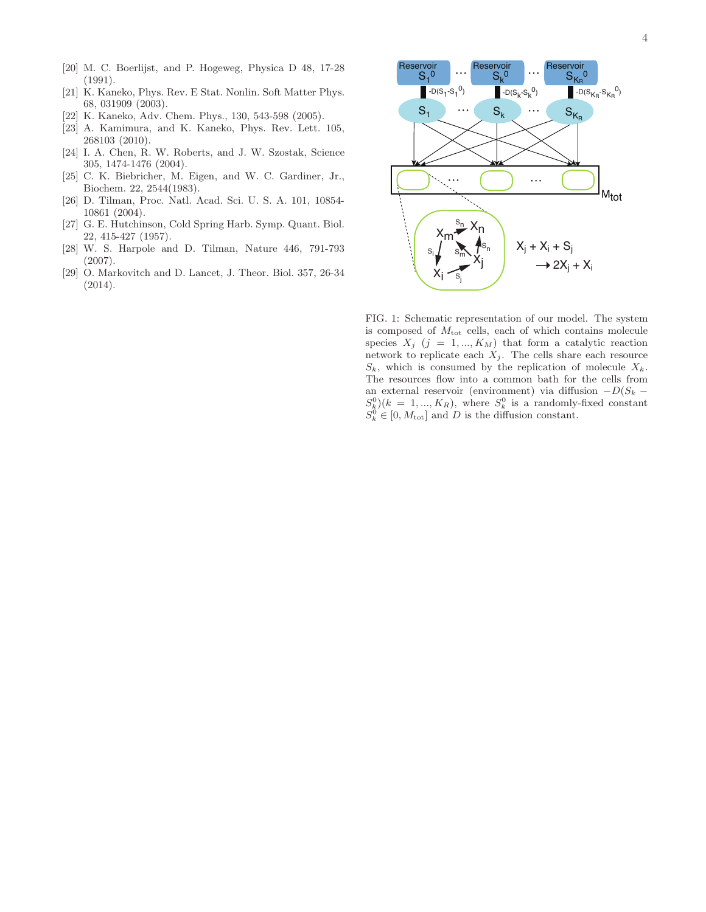[20] M. C. Boerlijst, and P. Hogeweg, Physica D 48, 17-28 (1991).

[21] K. Kaneko, Phys. Rev. E Stat. Nonlin. Soft Matter Phys. 68, 031909 (2003).

[22] K. Kaneko, Adv. Chem. Phys., 130, 543-598 (2005).

[23] A. Kamimura, and K. Kaneko, Phys. Rev. Lett. 105, 268103 (2010).

[24] I. A. Chen, R. W. Roberts, and J. W. Szostak, Science 305, 1474-1476 (2004).

[25] C. K. Biebricher, M. Eigen, and W. C. Gardiner, Jr., Biochem. 22, 2544(1983).

[26] D. Tilman, Proc. Natl. Acad. Sci. U. S. A. 101, 10854-10861 (2004).

[27] G. E. Hutchinson, Cold Spring Harb. Symp. Quant. Biol. 22, 415-427 (1957).

[28] W. S. Harpole and D. Tilman, Nature 446, 791-793 (2007).

[29] O. Markovitch and D. Lancet, J. Theor. Biol. 357, 26-34 (2014).

FIG. 1: Schematic representation of our model. The system is composed of $M_{\rm tot}$ cells, each of which contains molecule species $X_j$ $(j = 1, ..., K_M)$ that form a catalytic reaction network to replicate each $X_j$. The cells share each resource $S_k$, which is consumed by the replication of molecule $X_k$. The resources flow into a common bath for the cells from an external reservoir (environment) via diffusion $-D(S_k - S_k^0)(k = 1, ..., K_R)$, where $S_k^0$ is a randomly-fixed constant $S_k^0 \in [0, M_{\rm tot}]$ and $D$ is the diffusion constant.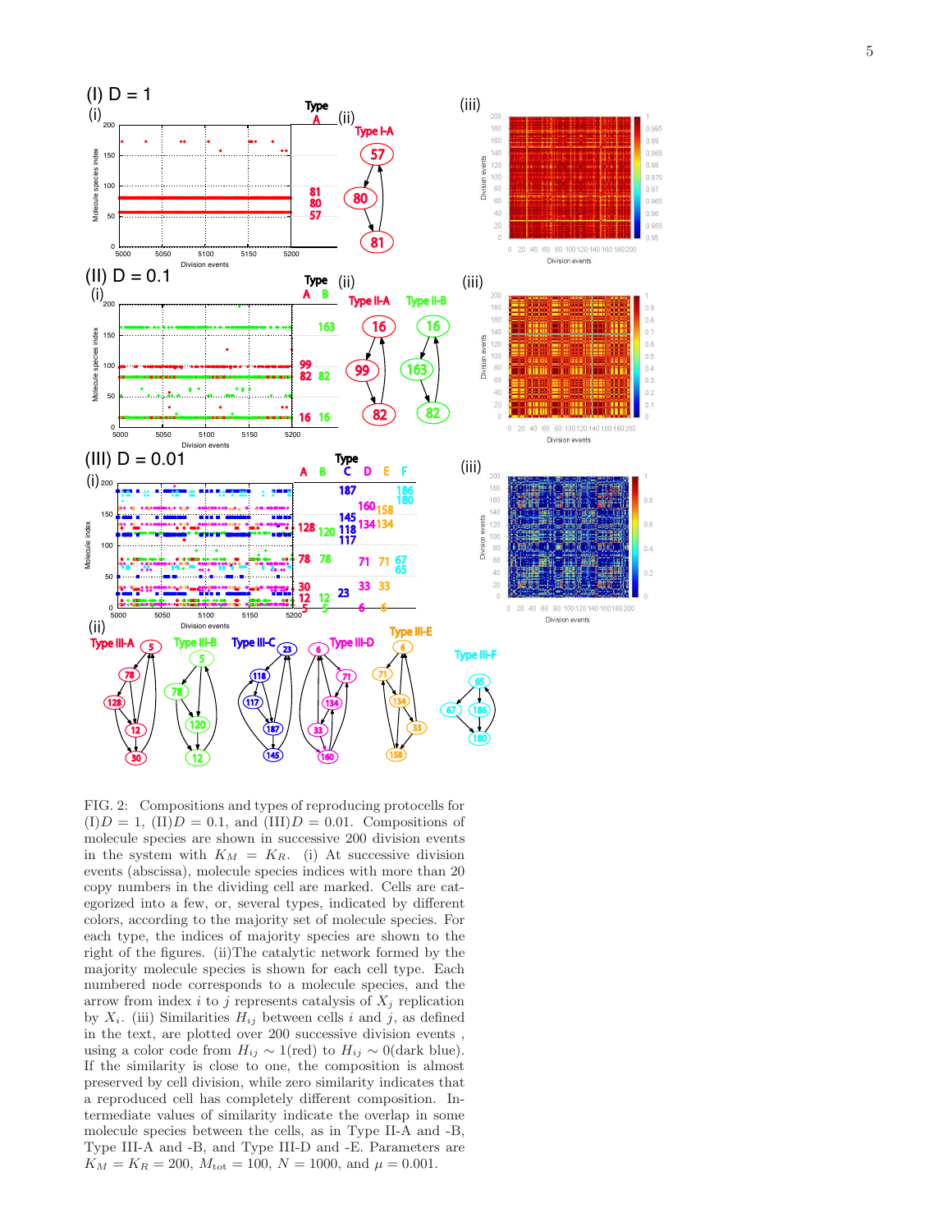FIG. 2: Compositions and types of reproducing protocells for (I)$D = 1$, (II)$D = 0.1$, and (III)$D = 0.01$. Compositions of molecule species are shown in successive 200 division events in the system with $K_M = K_R$. (i) At successive division events (abscissa), molecule species indices with more than 20 copy numbers in the dividing cell are marked. Cells are categorized into a few, or, several types, indicated by different colors, according to the majority set of molecule species. For each type, the indices of majority species are shown to the right of the figures. (ii)The catalytic network formed by the majority molecule species is shown for each cell type. Each numbered node corresponds to a molecule species, and the arrow from index $i$ to $j$ represents catalysis of $X_j$ replication by $X_i$. (iii) Similarities $H_{ij}$ between cells $i$ and $j$, as defined in the text, are plotted over 200 successive division events , using a color code from $H_{ij} \sim 1$(red) to $H_{ij} \sim 0$(dark blue). If the similarity is close to one, the composition is almost preserved by cell division, while zero similarity indicates that a reproduced cell has completely different composition. Intermediate values of similarity indicate the overlap in some molecule species between the cells, as in Type II-A and -B, Type III-A and -B, and Type III-D and -E. Parameters are $K_M = K_R = 200$, $M_{\rm tot} = 100$, $N = 1000$, and $\mu = 0.001$.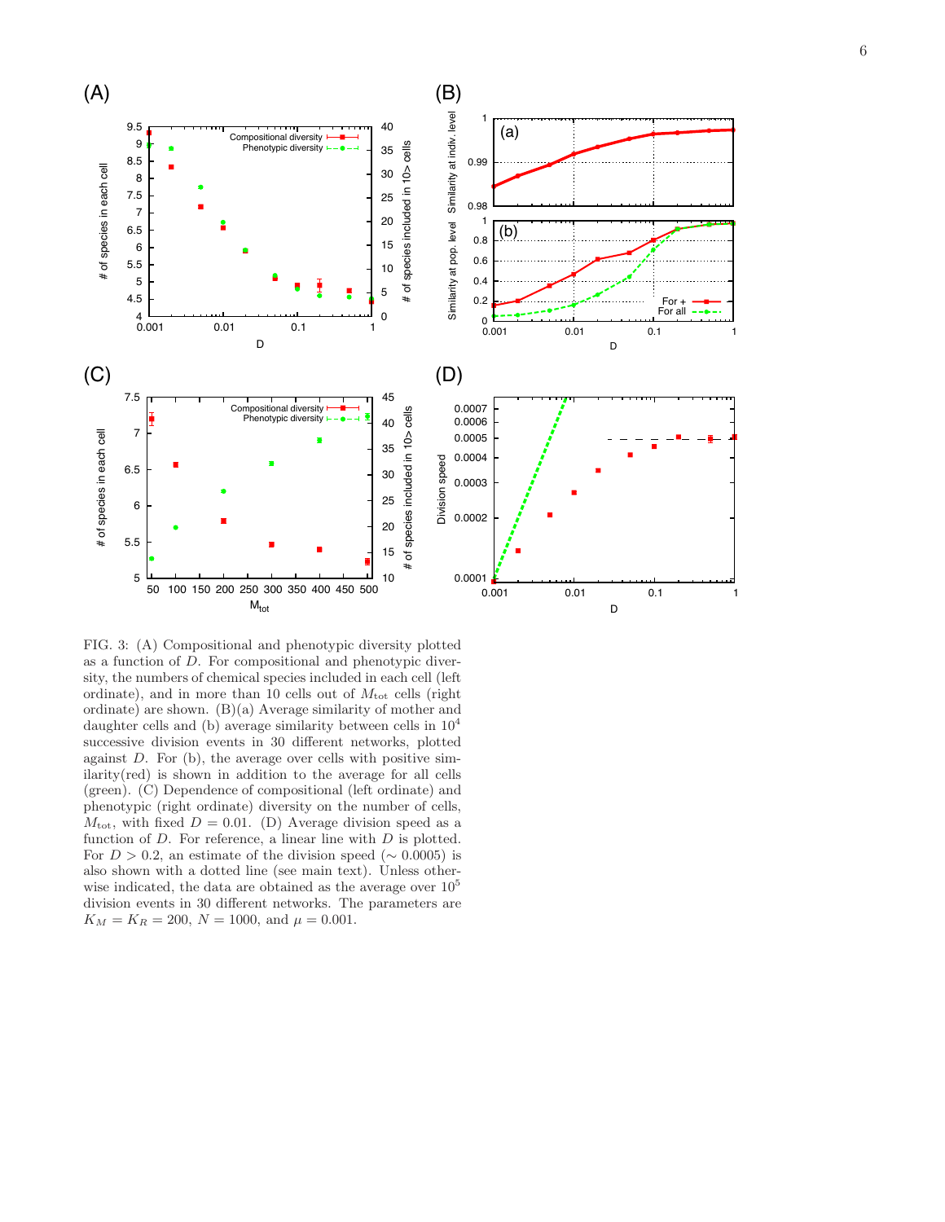FIG. 3: (A) Compositional and phenotypic diversity plotted as a function of $D$. For compositional and phenotypic diversity, the numbers of chemical species included in each cell (left ordinate), and in more than 10 cells out of $M_{\rm tot}$ cells (right ordinate) are shown. (B)(a) Average similarity of mother and daughter cells and (b) average similarity between cells in $10^4$ successive division events in 30 different networks, plotted against $D$. For (b), the average over cells with positive similarity(red) is shown in addition to the average for all cells (green). (C) Dependence of compositional (left ordinate) and phenotypic (right ordinate) diversity on the number of cells, $M_{\rm tot}$, with fixed $D = 0.01$. (D) Average division speed as a function of $D$. For reference, a linear line with $D$ is plotted. For $D > 0.2$, an estimate of the division speed ($\sim 0.0005$) is also shown with a dotted line (see main text). Unless otherwise indicated, the data are obtained as the average over $10^5$ division events in 30 different networks. The parameters are $K_M = K_R = 200$, $N = 1000$, and $\mu = 0.001$.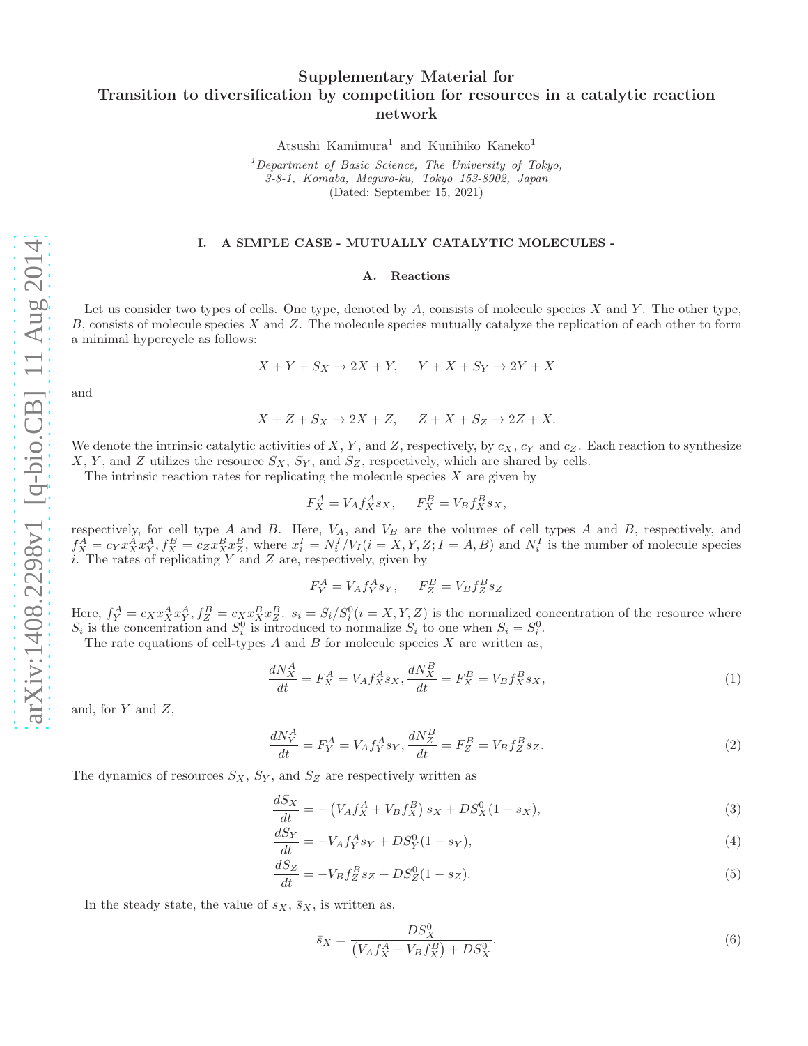# Supplementary Material for Transition to diversification by competition for resources in a catalytic reaction network

Atsushi Kamimura[1] and Kunihiko Kaneko[1]

[1] Department of Basic Science, The University of Tokyo, 3-8-1, Komaba, Meguro-ku, Tokyo 153-8902, Japan

(Dated: September 15, 2021)

## I. A SIMPLE CASE - MUTUALLY CATALYTIC MOLECULES -

### A. Reactions

Let us consider two types of cells. One type, denoted by $A$, consists of molecule species $X$ and $Y$. The other type, $B$, consists of molecule species $X$ and $Z$. The molecule species mutually catalyze the replication of each other to form a minimal hypercycle as follows:

$$X + Y + S_X \rightarrow 2X + Y, \quad Y + X + S_Y \rightarrow 2Y + X$$

and

$$X + Z + S_X \rightarrow 2X + Z, \quad Z + X + S_Z \rightarrow 2Z + X.$$

We denote the intrinsic catalytic activities of $X$, $Y$, and $Z$, respectively, by $c_X$, $c_Y$ and $c_Z$. Each reaction to synthesize $X$, $Y$, and $Z$ utilizes the resource $S_X$, $S_Y$, and $S_Z$, respectively, which are shared by cells.

The intrinsic reaction rates for replicating the molecule species $X$ are given by

$$F_X^A = V_A f_X^A s_X, \quad F_X^B = V_B f_X^B s_X,$$

respectively, for cell type $A$ and $B$. Here, $V_A$, and $V_B$ are the volumes of cell types $A$ and $B$, respectively, and $f_X^A = c_Y x_X^A x_Y^A, f_X^B = c_Z x_X^B x_Z^B$, where $x_i^I = N_i^I / V_I (i = X, Y, Z; I = A, B)$ and $N_i^I$ is the number of molecule species $i$. The rates of replicating $Y$ and $Z$ are, respectively, given by

$$F_Y^A = V_A f_Y^A s_Y, \quad F_Z^B = V_B f_Z^B s_Z$$

Here, $f_Y^A = c_X x_X^A x_Y^A, f_Z^B = c_X x_X^B x_Z^B$. $s_i = S_i / S_i^0 (i = X, Y, Z)$ is the normalized concentration of the resource where $S_i$ is the concentration and $S_i^0$ is introduced to normalize $S_i$ to one when $S_i = S_i^0$.

The rate equations of cell-types $A$ and $B$ for molecule species $X$ are written as,

$$\frac{dN_X^A}{dt} = F_X^A = V_A f_X^A s_X, \frac{dN_X^B}{dt} = F_X^B = V_B f_X^B s_X, \tag{1}$$

and, for $Y$ and $Z$,

$$\frac{dN_Y^A}{dt} = F_Y^A = V_A f_Y^A s_Y, \frac{dN_Z^B}{dt} = F_Z^B = V_B f_Z^B s_Z. \tag{2}$$

The dynamics of resources $S_X$, $S_Y$, and $S_Z$ are respectively written as

$$\frac{dS_X}{dt} = -\left(V_A f_X^A + V_B f_X^B\right) s_X + D S_X^0 (1 - s_X), \tag{3}$$

$$\frac{dS_Y}{dt} = -V_A f_Y^A s_Y + D S_Y^0 (1 - s_Y), \tag{4}$$

$$\frac{dS_Z}{dt} = -V_B f_Z^B s_Z + D S_Z^0 (1 - s_Z). \tag{5}$$

In the steady state, the value of $s_X$, $\bar{s}_X$, is written as,

$$\bar{s}_X = \frac{D S_X^0}{\left(V_A f_X^A + V_B f_X^B\right) + D S_X^0}. \tag{6}$$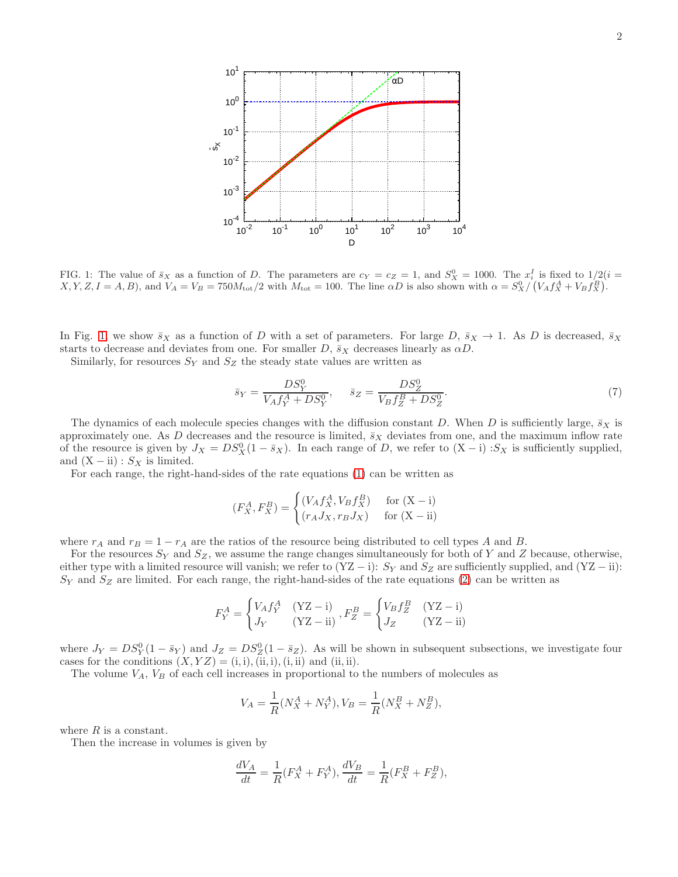FIG. 1: The value of $\bar{s}_X$ as a function of $D$. The parameters are $c_Y = c_Z = 1$, and $S_X^0 = 1000$. The $x_i^I$ is fixed to $1/2(i = X, Y, Z, I = A, B)$, and $V_A = V_B = 750M_{\rm tot}/2$ with $M_{\rm tot} = 100$. The line $\alpha D$ is also shown with $\alpha = S_X^0/\left(V_A f_X^A + V_B f_X^B\right)$.

In Fig. 1 we show $\bar{s}_X$ as a function of $D$ with a set of parameters. For large $D$, $\bar{s}_X \to 1$. As $D$ is decreased, $\bar{s}_X$ starts to decrease and deviates from one. For smaller $D$, $\bar{s}_X$ decreases linearly as $\alpha D$.

Similarly, for resources $S_Y$ and $S_Z$ the steady state values are written as

$$\bar{s}_Y = \frac{DS_Y^0}{V_A f_Y^A + DS_Y^0}, \quad \bar{s}_Z = \frac{DS_Z^0}{V_B f_Z^B + DS_Z^0}. \tag{7}$$

The dynamics of each molecule species changes with the diffusion constant $D$. When $D$ is sufficiently large, $\bar{s}_X$ is approximately one. As $D$ decreases and the resource is limited, $\bar{s}_X$ deviates from one, and the maximum inflow rate of the resource is given by $J_X = DS_X^0(1 - \bar{s}_X)$. In each range of $D$, we refer to $(\mathrm{X-i})$ :$S_X$ is sufficiently supplied, and $(\mathrm{X-ii})$ : $S_X$ is limited.

For each range, the right-hand-sides of the rate equations (1) can be written as

$$(F_X^A, F_X^B) = \begin{cases} (V_A f_X^A, V_B f_X^B) & \text{for } (\mathrm{X-i}) \\ (r_A J_X, r_B J_X) & \text{for } (\mathrm{X-ii}) \end{cases}$$

where $r_A$ and $r_B = 1 - r_A$ are the ratios of the resource being distributed to cell types $A$ and $B$.

For the resources $S_Y$ and $S_Z$, we assume the range changes simultaneously for both of $Y$ and $Z$ because, otherwise, either type with a limited resource will vanish; we refer to $(\mathrm{YZ-i})$: $S_Y$ and $S_Z$ are sufficiently supplied, and $(\mathrm{YZ-ii})$: $S_Y$ and $S_Z$ are limited. For each range, the right-hand-sides of the rate equations (2) can be written as

$$F_Y^A = \begin{cases} V_A f_Y^A & (\mathrm{YZ-i}) \\ J_Y & (\mathrm{YZ-ii}) \end{cases}, F_Z^B = \begin{cases} V_B f_Z^B & (\mathrm{YZ-i}) \\ J_Z & (\mathrm{YZ-ii}) \end{cases}$$

where $J_Y = DS_Y^0(1 - \bar{s}_Y)$ and $J_Z = DS_Z^0(1 - \bar{s}_Z)$. As will be shown in subsequent subsections, we investigate four cases for the conditions $(X, YZ) = (\mathrm{i}, \mathrm{i}), (\mathrm{ii}, \mathrm{i}), (\mathrm{i}, \mathrm{ii})$ and $(\mathrm{ii}, \mathrm{ii})$.

The volume $V_A$, $V_B$ of each cell increases in proportional to the numbers of molecules as

$$V_A = \frac{1}{R}(N_X^A + N_Y^A), V_B = \frac{1}{R}(N_X^B + N_Z^B),$$

where $R$ is a constant.

Then the increase in volumes is given by

$$\frac{dV_A}{dt} = \frac{1}{R}(F_X^A + F_Y^A), \frac{dV_B}{dt} = \frac{1}{R}(F_X^B + F_Z^B),$$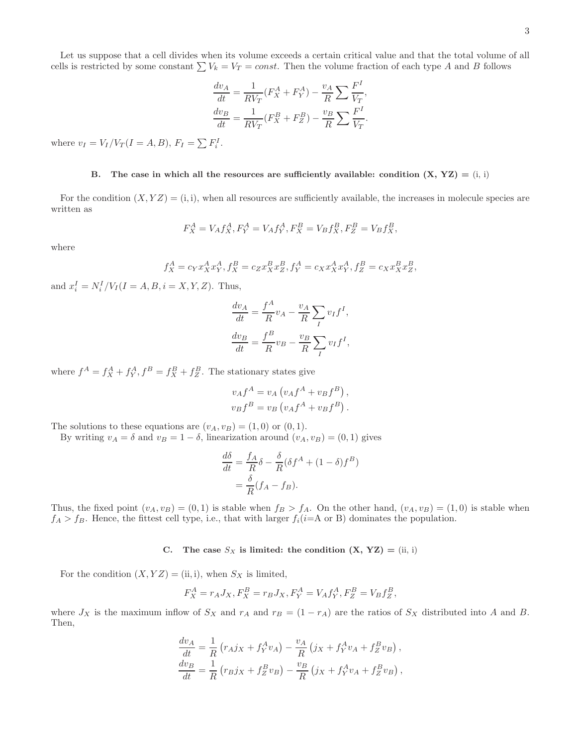Let us suppose that a cell divides when its volume exceeds a certain critical value and that the total volume of all cells is restricted by some constant $\sum V_k = V_T = const$. Then the volume fraction of each type $A$ and $B$ follows

$$
\begin{aligned}
\frac{dv_A}{dt} &= \frac{1}{RV_T}(F_X^A + F_Y^A) - \frac{v_A}{R}\sum \frac{F^I}{V_T}, \\
\frac{dv_B}{dt} &= \frac{1}{RV_T}(F_X^B + F_Z^B) - \frac{v_B}{R}\sum \frac{F^I}{V_T}.
\end{aligned}
$$

where $v_I = V_I/V_T (I = A, B)$, $F_I = \sum F_i^I$.

### B. The case in which all the resources are sufficiently available: condition (X, YZ) = (i, i)

For the condition $(X, YZ) = (\text{i}, \text{i})$, when all resources are sufficiently available, the increases in molecule species are written as

$$
F_X^A = V_A f_X^A, F_Y^A = V_A f_Y^A, F_X^B = V_B f_X^B, F_Z^B = V_B f_X^B,
$$

where

$$
f_X^A = c_Y x_X^A x_Y^A, f_X^B = c_Z x_X^B x_Z^B, f_Y^A = c_X x_X^A x_Y^A, f_Z^B = c_X x_X^B x_Z^B,
$$

and $x_i^I = N_i^I / V_I (I = A, B, i = X, Y, Z)$. Thus,

$$
\begin{aligned}
\frac{dv_A}{dt} &= \frac{f^A}{R} v_A - \frac{v_A}{R}\sum_I v_I f^I, \\
\frac{dv_B}{dt} &= \frac{f^B}{R} v_B - \frac{v_B}{R}\sum_I v_I f^I,
\end{aligned}
$$

where $f^A = f_X^A + f_Y^A, f^B = f_X^B + f_Z^B$. The stationary states give

$$
\begin{aligned}
v_A f^A &= v_A \left(v_A f^A + v_B f^B\right), \\
v_B f^B &= v_B \left(v_A f^A + v_B f^B\right).
\end{aligned}
$$

The solutions to these equations are $(v_A, v_B) = (1, 0)$ or $(0, 1)$.

By writing $v_A = \delta$ and $v_B = 1 - \delta$, linearization around $(v_A, v_B) = (0, 1)$ gives

$$
\begin{aligned}
\frac{d\delta}{dt} &= \frac{f_A}{R}\delta - \frac{\delta}{R}(\delta f^A + (1-\delta) f^B) \\
&= \frac{\delta}{R}(f_A - f_B).
\end{aligned}
$$

Thus, the fixed point $(v_A, v_B) = (0, 1)$ is stable when $f_B > f_A$. On the other hand, $(v_A, v_B) = (1, 0)$ is stable when $f_A > f_B$. Hence, the fittest cell type, i.e., that with larger $f_i$($i$=A or B) dominates the population.

### C. The case $S_X$ is limited: the condition (X, YZ) = (ii, i)

For the condition $(X, YZ) = (\text{ii}, \text{i})$, when $S_X$ is limited,

$$
F_X^A = r_A J_X, F_X^B = r_B J_X, F_Y^A = V_A f_Y^A, F_Z^B = V_B f_Z^B,
$$

where $J_X$ is the maximum inflow of $S_X$ and $r_A$ and $r_B = (1 - r_A)$ are the ratios of $S_X$ distributed into $A$ and $B$. Then,

$$
\begin{aligned}
\frac{dv_A}{dt} &= \frac{1}{R}\left(r_A j_X + f_Y^A v_A\right) - \frac{v_A}{R}\left(j_X + f_Y^A v_A + f_Z^B v_B\right), \\
\frac{dv_B}{dt} &= \frac{1}{R}\left(r_B j_X + f_Z^B v_B\right) - \frac{v_B}{R}\left(j_X + f_Y^A v_A + f_Z^B v_B\right),
\end{aligned}
$$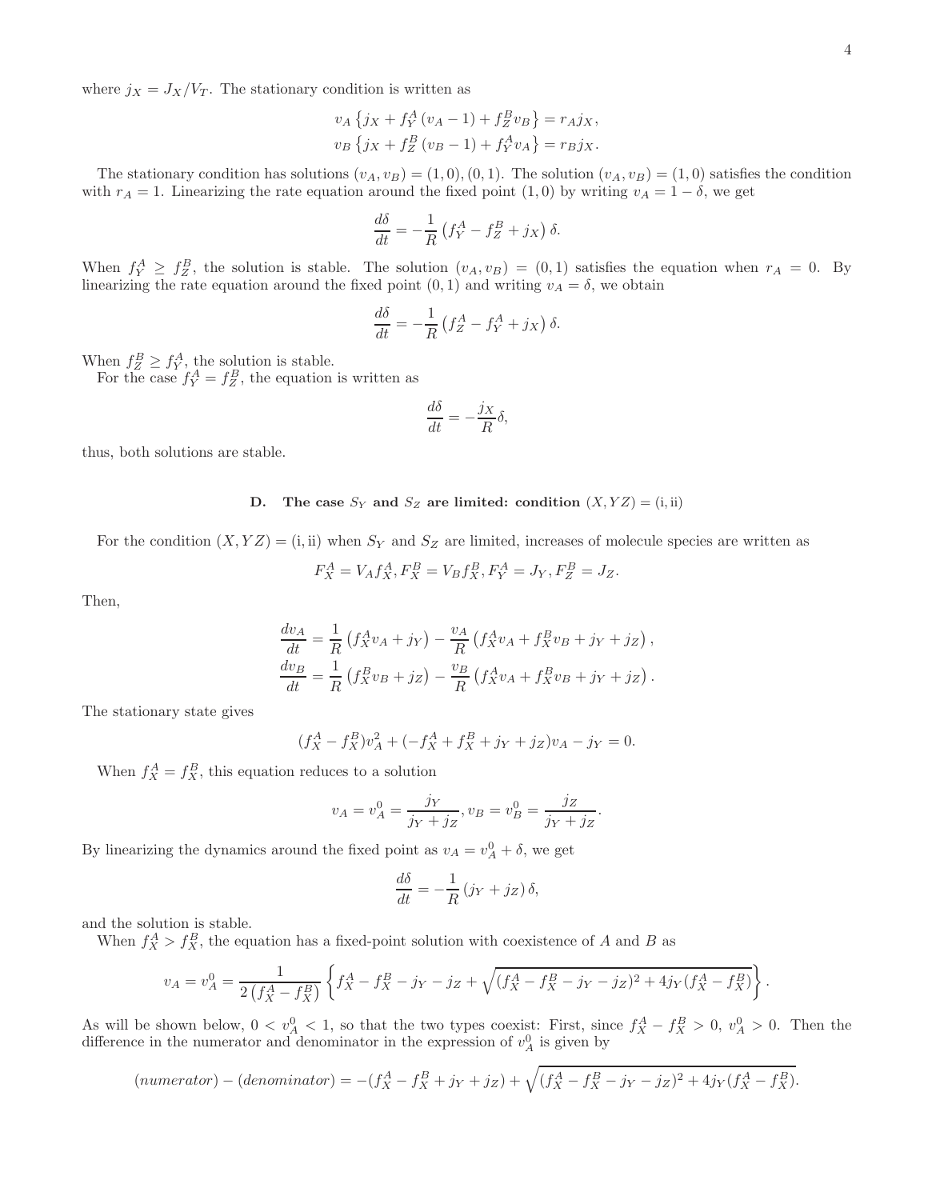where $j_X = J_X/V_T$. The stationary condition is written as

$$v_A \left\{ j_X + f_Y^A (v_A - 1) + f_Z^B v_B \right\} = r_A j_X,$$
$$v_B \left\{ j_X + f_Z^B (v_B - 1) + f_Y^A v_A \right\} = r_B j_X.$$

The stationary condition has solutions $(v_A, v_B) = (1, 0), (0, 1)$. The solution $(v_A, v_B) = (1, 0)$ satisfies the condition with $r_A = 1$. Linearizing the rate equation around the fixed point $(1, 0)$ by writing $v_A = 1 - \delta$, we get

$$\frac{d\delta}{dt} = -\frac{1}{R}\left(f_Y^A - f_Z^B + j_X\right)\delta.$$

When $f_Y^A \geq f_Z^B$, the solution is stable. The solution $(v_A, v_B) = (0, 1)$ satisfies the equation when $r_A = 0$. By linearizing the rate equation around the fixed point $(0, 1)$ and writing $v_A = \delta$, we obtain

$$\frac{d\delta}{dt} = -\frac{1}{R}\left(f_Z^A - f_Y^A + j_X\right)\delta.$$

When $f_Z^B \geq f_Y^A$, the solution is stable.

For the case $f_Y^A = f_Z^B$, the equation is written as

$$\frac{d\delta}{dt} = -\frac{j_X}{R}\delta,$$

thus, both solutions are stable.

### D. The case $S_Y$ and $S_Z$ are limited: condition $(X, YZ) = (\mathrm{i}, \mathrm{ii})$

For the condition $(X, YZ) = (\mathrm{i}, \mathrm{ii})$ when $S_Y$ and $S_Z$ are limited, increases of molecule species are written as

$$F_X^A = V_A f_X^A, F_X^B = V_B f_X^B, F_Y^A = J_Y, F_Z^B = J_Z.$$

Then,

$$\frac{dv_A}{dt} = \frac{1}{R}\left(f_X^A v_A + j_Y\right) - \frac{v_A}{R}\left(f_X^A v_A + f_X^B v_B + j_Y + j_Z\right),$$
$$\frac{dv_B}{dt} = \frac{1}{R}\left(f_X^B v_B + j_Z\right) - \frac{v_B}{R}\left(f_X^A v_A + f_X^B v_B + j_Y + j_Z\right).$$

The stationary state gives

$$(f_X^A - f_X^B)v_A^2 + (-f_X^A + f_X^B + j_Y + j_Z)v_A - j_Y = 0.$$

When $f_X^A = f_X^B$, this equation reduces to a solution

$$v_A = v_A^0 = \frac{j_Y}{j_Y + j_Z}, v_B = v_B^0 = \frac{j_Z}{j_Y + j_Z}.$$

By linearizing the dynamics around the fixed point as $v_A = v_A^0 + \delta$, we get

$$\frac{d\delta}{dt} = -\frac{1}{R}\left(j_Y + j_Z\right)\delta,$$

and the solution is stable.

When $f_X^A > f_X^B$, the equation has a fixed-point solution with coexistence of $A$ and $B$ as

$$v_A = v_A^0 = \frac{1}{2\left(f_X^A - f_X^B\right)}\left\{f_X^A - f_X^B - j_Y - j_Z + \sqrt{(f_X^A - f_X^B - j_Y - j_Z)^2 + 4j_Y(f_X^A - f_X^B)}\right\}.$$

As will be shown below, $0 < v_A^0 < 1$, so that the two types coexist: First, since $f_X^A - f_X^B > 0$, $v_A^0 > 0$. Then the difference in the numerator and denominator in the expression of $v_A^0$ is given by

$$(numerator) - (denominator) = -(f_X^A - f_X^B + j_Y + j_Z) + \sqrt{(f_X^A - f_X^B - j_Y - j_Z)^2 + 4j_Y(f_X^A - f_X^B)}.$$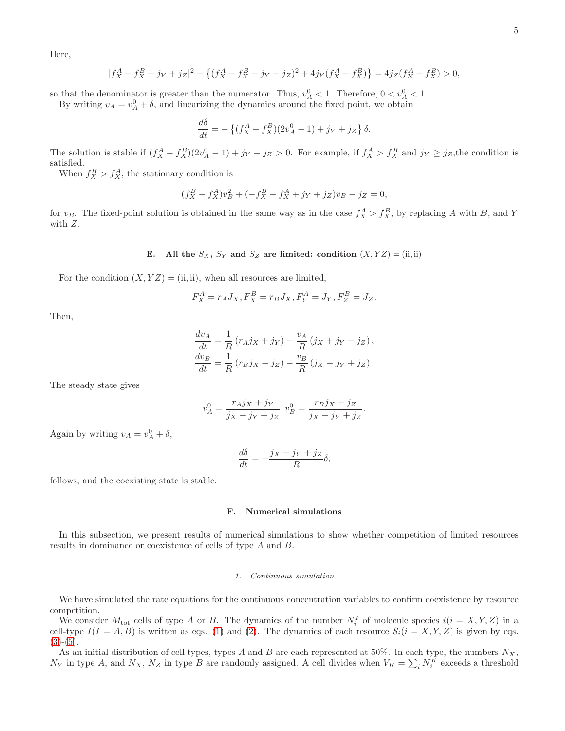Here,

$$|f_X^A - f_X^B + j_Y + j_Z|^2 - \left\{(f_X^A - f_X^B - j_Y - j_Z)^2 + 4j_Y(f_X^A - f_X^B)\right\} = 4j_Z(f_X^A - f_X^B) > 0,$$

so that the denominator is greater than the numerator. Thus, $v_A^0 < 1$. Therefore, $0 < v_A^0 < 1$.

By writing $v_A = v_A^0 + \delta$, and linearizing the dynamics around the fixed point, we obtain

$$\frac{d\delta}{dt} = -\left\{(f_X^A - f_X^B)(2v_A^0 - 1) + j_Y + j_Z\right\}\delta.$$

The solution is stable if $(f_X^A - f_X^B)(2v_A^0 - 1) + j_Y + j_Z > 0$. For example, if $f_X^A > f_X^B$ and $j_Y \geq j_Z$,the condition is satisfied.

When $f_X^B > f_X^A$, the stationary condition is

$$(f_X^B - f_X^A)v_B^2 + (-f_X^B + f_X^A + j_Y + j_Z)v_B - j_Z = 0,$$

for $v_B$. The fixed-point solution is obtained in the same way as in the case $f_X^A > f_X^B$, by replacing $A$ with $B$, and $Y$ with $Z$.

### E. All the $S_X$, $S_Y$ and $S_Z$ are limited: condition $(X, YZ) = (\text{ii}, \text{ii})$

For the condition $(X, YZ) = (\text{ii}, \text{ii})$, when all resources are limited,

$$F_X^A = r_A J_X, F_X^B = r_B J_X, F_Y^A = J_Y, F_Z^B = J_Z.$$

Then,

$$\frac{dv_A}{dt} = \frac{1}{R}\left(r_A j_X + j_Y\right) - \frac{v_A}{R}\left(j_X + j_Y + j_Z\right),$$
$$\frac{dv_B}{dt} = \frac{1}{R}\left(r_B j_X + j_Z\right) - \frac{v_B}{R}\left(j_X + j_Y + j_Z\right).$$

The steady state gives

$$v_A^0 = \frac{r_A j_X + j_Y}{j_X + j_Y + j_Z}, v_B^0 = \frac{r_B j_X + j_Z}{j_X + j_Y + j_Z}.$$

Again by writing $v_A = v_A^0 + \delta$,

$$\frac{d\delta}{dt} = -\frac{j_X + j_Y + j_Z}{R}\delta,$$

follows, and the coexisting state is stable.

### F. Numerical simulations

In this subsection, we present results of numerical simulations to show whether competition of limited resources results in dominance or coexistence of cells of type $A$ and $B$.

#### 1. Continuous simulation

We have simulated the rate equations for the continuous concentration variables to confirm coexistence by resource competition.

We consider $M_{\text{tot}}$ cells of type $A$ or $B$. The dynamics of the number $N_i^I$ of molecule species $i(i = X, Y, Z)$ in a cell-type $I(I = A, B)$ is written as eqs. (1) and (2). The dynamics of each resource $S_i(i = X, Y, Z)$ is given by eqs. (3)-(5).

As an initial distribution of cell types, types $A$ and $B$ are each represented at 50%. In each type, the numbers $N_X$, $N_Y$ in type $A$, and $N_X$, $N_Z$ in type $B$ are randomly assigned. A cell divides when $V_K = \sum_i N_i^K$ exceeds a threshold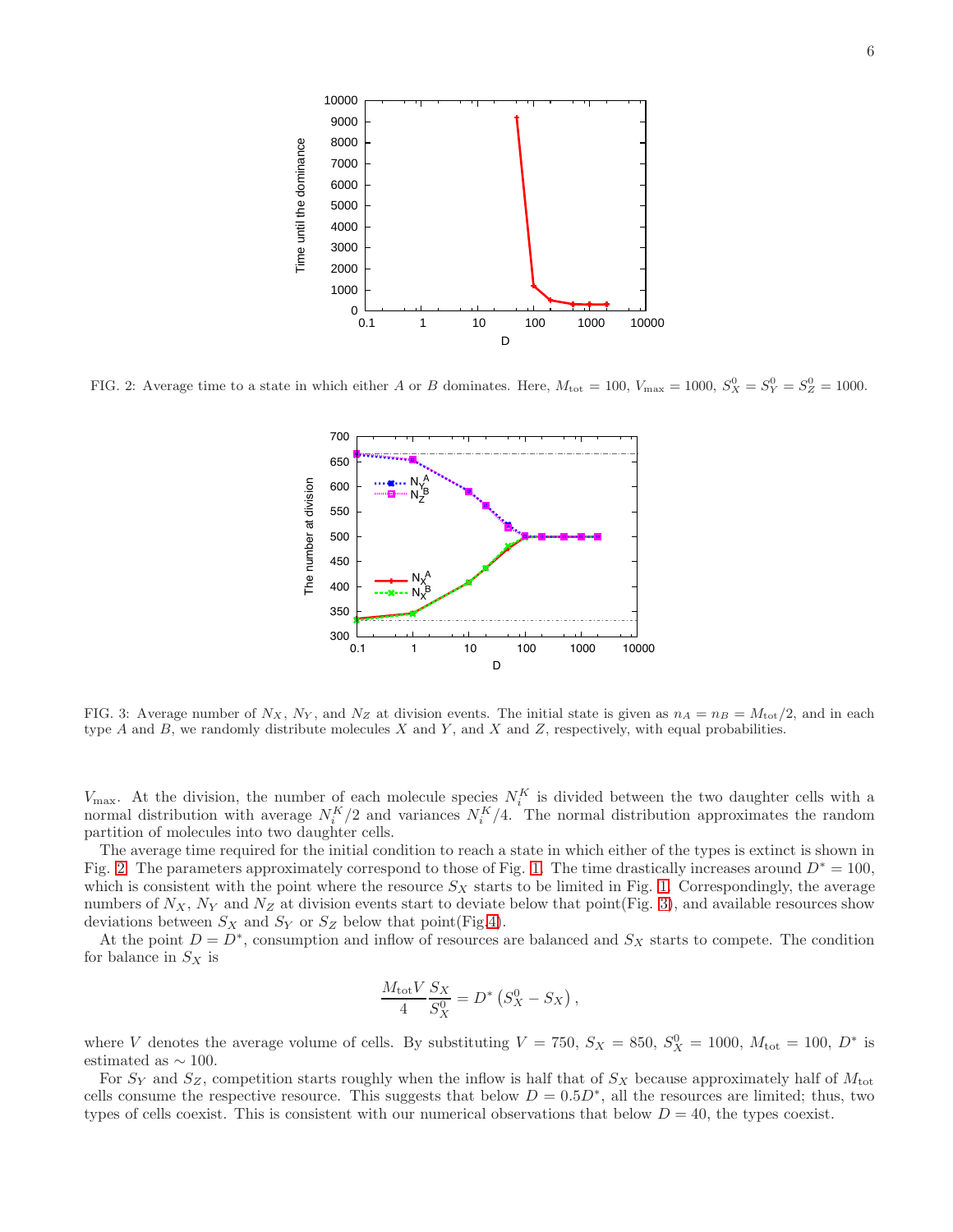FIG. 2: Average time to a state in which either $A$ or $B$ dominates. Here, $M_{\rm tot} = 100$, $V_{\rm max} = 1000$, $S_X^0 = S_Y^0 = S_Z^0 = 1000$.

FIG. 3: Average number of $N_X$, $N_Y$, and $N_Z$ at division events. The initial state is given as $n_A = n_B = M_{\rm tot}/2$, and in each type $A$ and $B$, we randomly distribute molecules $X$ and $Y$, and $X$ and $Z$, respectively, with equal probabilities.

$V_{\rm max}$. At the division, the number of each molecule species $N_i^K$ is divided between the two daughter cells with a normal distribution with average $N_i^K/2$ and variances $N_i^K/4$. The normal distribution approximates the random partition of molecules into two daughter cells.

The average time required for the initial condition to reach a state in which either of the types is extinct is shown in Fig. 2. The parameters approximately correspond to those of Fig. 1. The time drastically increases around $D^* = 100$, which is consistent with the point where the resource $S_X$ starts to be limited in Fig. 1. Correspondingly, the average numbers of $N_X$, $N_Y$ and $N_Z$ at division events start to deviate below that point(Fig. 3), and available resources show deviations between $S_X$ and $S_Y$ or $S_Z$ below that point(Fig.4).

At the point $D = D^*$, consumption and inflow of resources are balanced and $S_X$ starts to compete. The condition for balance in $S_X$ is

$$\frac{M_{\rm tot}V}{4}\frac{S_X}{S_X^0} = D^*\left(S_X^0 - S_X\right),$$

where $V$ denotes the average volume of cells. By substituting $V = 750$, $S_X = 850$, $S_X^0 = 1000$, $M_{\rm tot} = 100$, $D^*$ is estimated as $\sim 100$.

For $S_Y$ and $S_Z$, competition starts roughly when the inflow is half that of $S_X$ because approximately half of $M_{\rm tot}$ cells consume the respective resource. This suggests that below $D = 0.5D^*$, all the resources are limited; thus, two types of cells coexist. This is consistent with our numerical observations that below $D = 40$, the types coexist.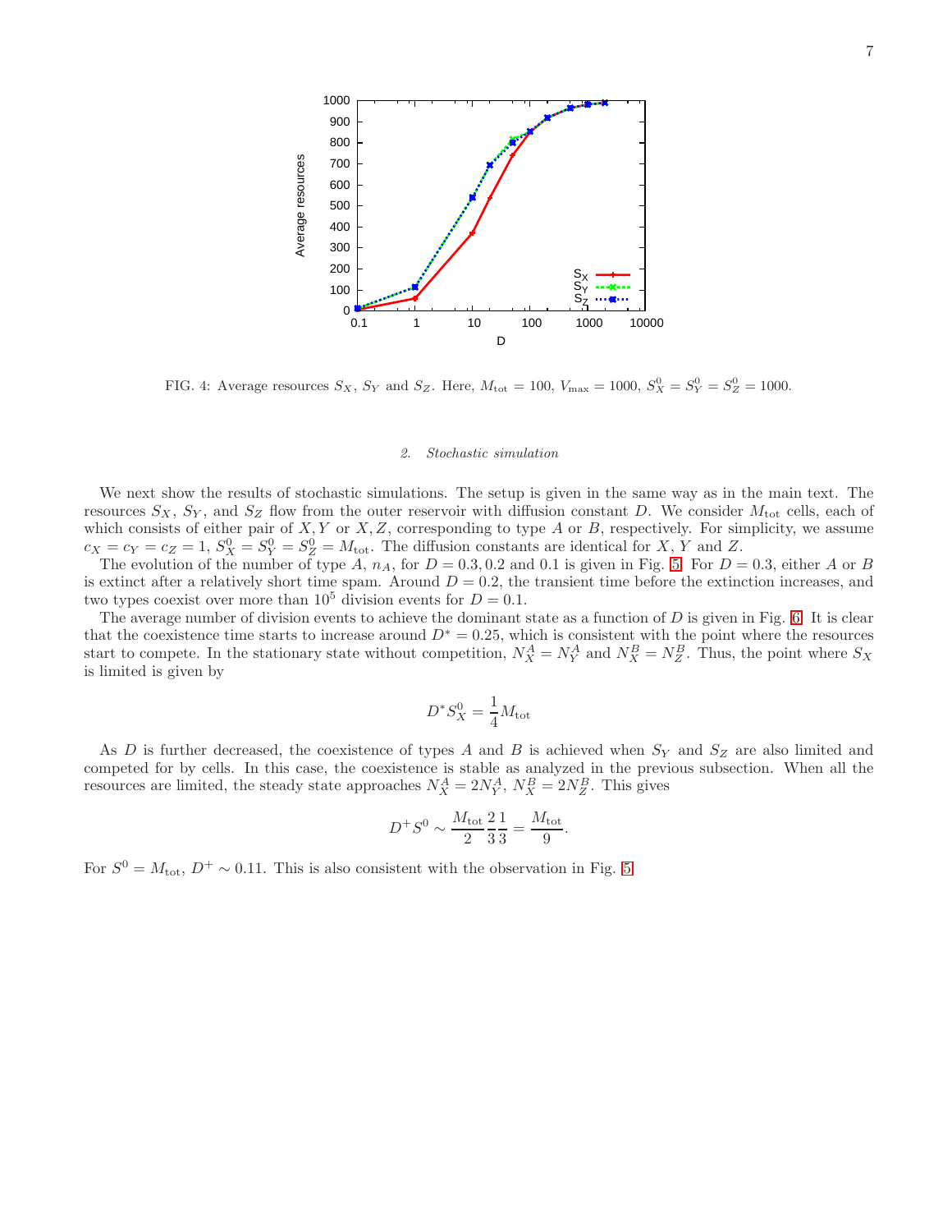FIG. 4: Average resources $S_X$, $S_Y$ and $S_Z$. Here, $M_{\rm tot} = 100$, $V_{\rm max} = 1000$, $S_X^0 = S_Y^0 = S_Z^0 = 1000$.

### 2. Stochastic simulation

We next show the results of stochastic simulations. The setup is given in the same way as in the main text. The resources $S_X$, $S_Y$, and $S_Z$ flow from the outer reservoir with diffusion constant $D$. We consider $M_{\rm tot}$ cells, each of which consists of either pair of $X, Y$ or $X, Z$, corresponding to type $A$ or $B$, respectively. For simplicity, we assume $c_X = c_Y = c_Z = 1$, $S_X^0 = S_Y^0 = S_Z^0 = M_{\rm tot}$. The diffusion constants are identical for $X$, $Y$ and $Z$.

The evolution of the number of type $A$, $n_A$, for $D = 0.3, 0.2$ and $0.1$ is given in Fig. 5. For $D = 0.3$, either $A$ or $B$ is extinct after a relatively short time spam. Around $D = 0.2$, the transient time before the extinction increases, and two types coexist over more than $10^5$ division events for $D = 0.1$.

The average number of division events to achieve the dominant state as a function of $D$ is given in Fig. 6. It is clear that the coexistence time starts to increase around $D^* = 0.25$, which is consistent with the point where the resources start to compete. In the stationary state without competition, $N_X^A = N_Y^A$ and $N_X^B = N_Z^B$. Thus, the point where $S_X$ is limited is given by

$$D^* S_X^0 = \frac{1}{4} M_{\rm tot}$$

As $D$ is further decreased, the coexistence of types $A$ and $B$ is achieved when $S_Y$ and $S_Z$ are also limited and competed for by cells. In this case, the coexistence is stable as analyzed in the previous subsection. When all the resources are limited, the steady state approaches $N_X^A = 2N_Y^A$, $N_X^B = 2N_Z^B$. This gives

$$D^+ S^0 \sim \frac{M_{\rm tot}}{2} \frac{2}{3} \frac{1}{3} = \frac{M_{\rm tot}}{9}.$$

For $S^0 = M_{\rm tot}$, $D^+ \sim 0.11$. This is also consistent with the observation in Fig. 5.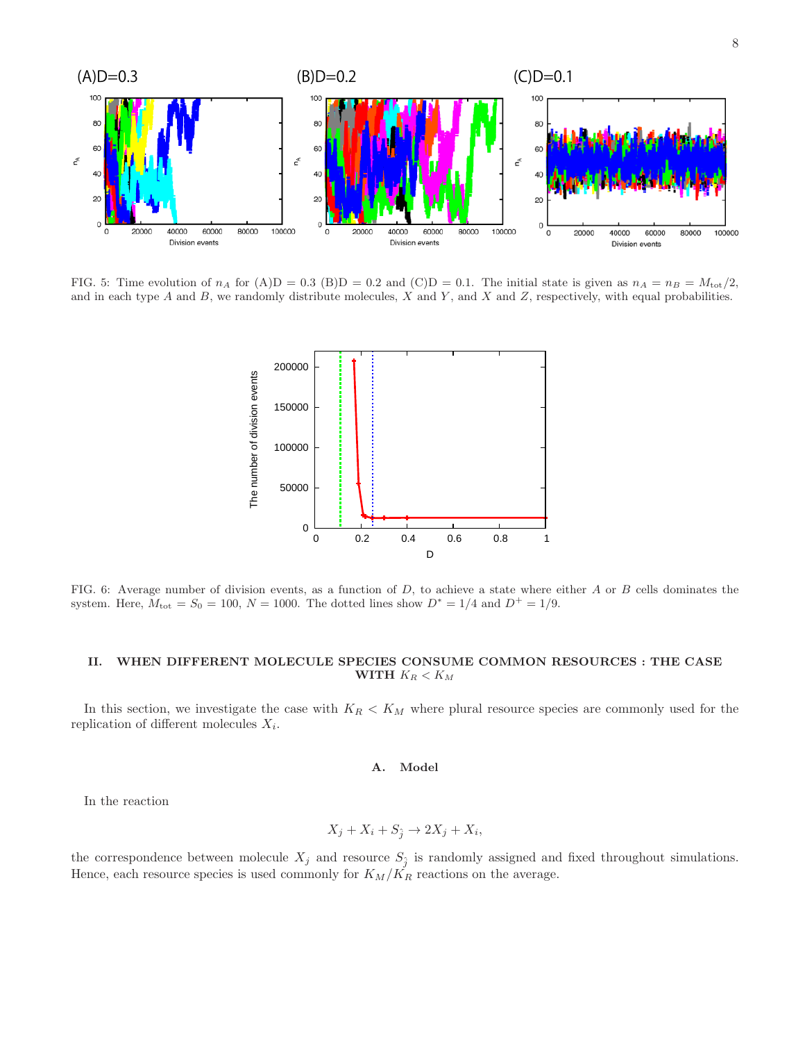FIG. 5: Time evolution of $n_A$ for (A)D = 0.3 (B)D = 0.2 and (C)D = 0.1. The initial state is given as $n_A = n_B = M_{\mathrm{tot}}/2$, and in each type $A$ and $B$, we randomly distribute molecules, $X$ and $Y$, and $X$ and $Z$, respectively, with equal probabilities.

FIG. 6: Average number of division events, as a function of $D$, to achieve a state where either $A$ or $B$ cells dominates the system. Here, $M_{\mathrm{tot}} = S_0 = 100$, $N = 1000$. The dotted lines show $D^* = 1/4$ and $D^+ = 1/9$.

## II. WHEN DIFFERENT MOLECULE SPECIES CONSUME COMMON RESOURCES : THE CASE WITH $K_R < K_M$

In this section, we investigate the case with $K_R < K_M$ where plural resource species are commonly used for the replication of different molecules $X_i$.

### A. Model

In the reaction

$$X_j + X_i + S_{\hat{j}} \rightarrow 2X_j + X_i,$$

the correspondence between molecule $X_j$ and resource $S_{\hat{j}}$ is randomly assigned and fixed throughout simulations. Hence, each resource species is used commonly for $K_M/K_R$ reactions on the average.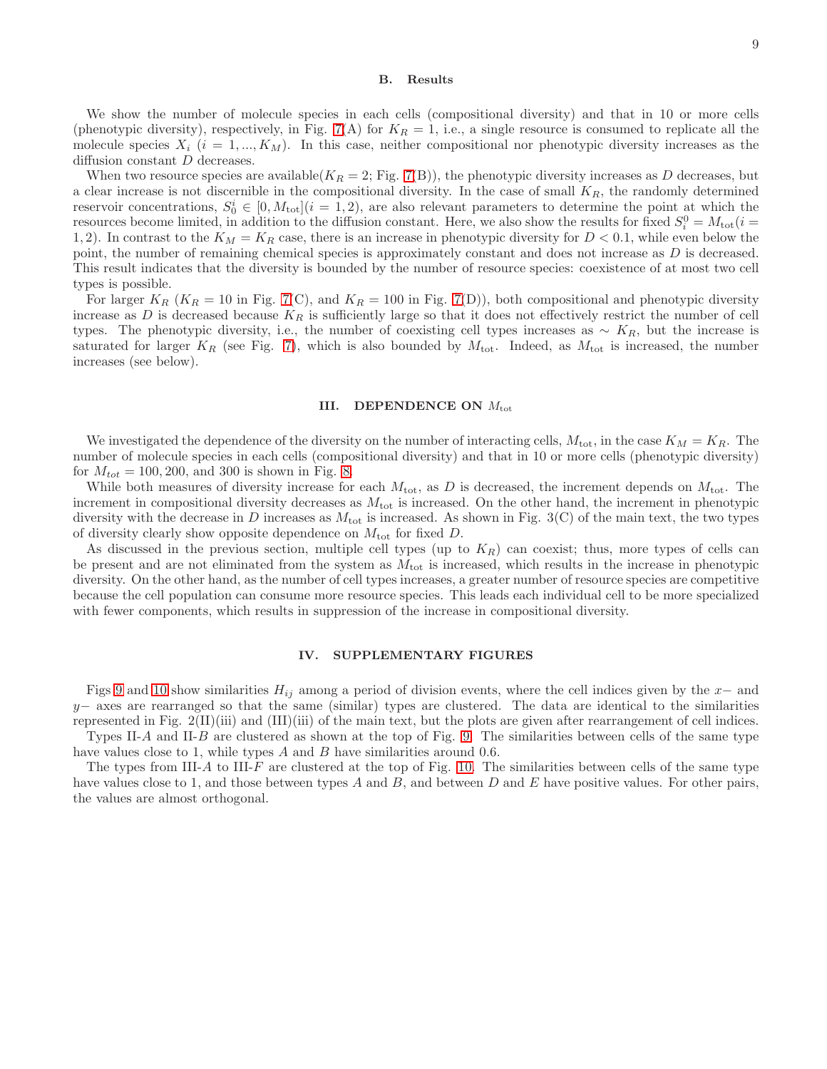### B. Results

We show the number of molecule species in each cells (compositional diversity) and that in 10 or more cells (phenotypic diversity), respectively, in Fig. 7(A) for $K_R = 1$, i.e., a single resource is consumed to replicate all the molecule species $X_i$ $(i = 1, ..., K_M)$. In this case, neither compositional nor phenotypic diversity increases as the diffusion constant $D$ decreases.

When two resource species are available($K_R = 2$; Fig. 7(B)), the phenotypic diversity increases as $D$ decreases, but a clear increase is not discernible in the compositional diversity. In the case of small $K_R$, the randomly determined reservoir concentrations, $S_0^i \in [0, M_{\rm tot}] (i = 1, 2)$, are also relevant parameters to determine the point at which the resources become limited, in addition to the diffusion constant. Here, we also show the results for fixed $S_i^0 = M_{\rm tot} (i = 1, 2)$. In contrast to the $K_M = K_R$ case, there is an increase in phenotypic diversity for $D < 0.1$, while even below the point, the number of remaining chemical species is approximately constant and does not increase as $D$ is decreased. This result indicates that the diversity is bounded by the number of resource species: coexistence of at most two cell types is possible.

For larger $K_R$ ($K_R = 10$ in Fig. 7(C), and $K_R = 100$ in Fig. 7(D)), both compositional and phenotypic diversity increase as $D$ is decreased because $K_R$ is sufficiently large so that it does not effectively restrict the number of cell types. The phenotypic diversity, i.e., the number of coexisting cell types increases as $\sim K_R$, but the increase is saturated for larger $K_R$ (see Fig. 7), which is also bounded by $M_{\rm tot}$. Indeed, as $M_{\rm tot}$ is increased, the number increases (see below).

## III. DEPENDENCE ON $M_{\rm tot}$

We investigated the dependence of the diversity on the number of interacting cells, $M_{\rm tot}$, in the case $K_M = K_R$. The number of molecule species in each cells (compositional diversity) and that in 10 or more cells (phenotypic diversity) for $M_{tot} = 100, 200$, and $300$ is shown in Fig. 8.

While both measures of diversity increase for each $M_{\rm tot}$, as $D$ is decreased, the increment depends on $M_{\rm tot}$. The increment in compositional diversity decreases as $M_{\rm tot}$ is increased. On the other hand, the increment in phenotypic diversity with the decrease in $D$ increases as $M_{\rm tot}$ is increased. As shown in Fig. 3(C) of the main text, the two types of diversity clearly show opposite dependence on $M_{\rm tot}$ for fixed $D$.

As discussed in the previous section, multiple cell types (up to $K_R$) can coexist; thus, more types of cells can be present and are not eliminated from the system as $M_{\rm tot}$ is increased, which results in the increase in phenotypic diversity. On the other hand, as the number of cell types increases, a greater number of resource species are competitive because the cell population can consume more resource species. This leads each individual cell to be more specialized with fewer components, which results in suppression of the increase in compositional diversity.

## IV. SUPPLEMENTARY FIGURES

Figs 9 and 10 show similarities $H_{ij}$ among a period of division events, where the cell indices given by the $x-$ and $y-$ axes are rearranged so that the same (similar) types are clustered. The data are identical to the similarities represented in Fig. 2(II)(iii) and (III)(iii) of the main text, but the plots are given after rearrangement of cell indices.

Types II-$A$ and II-$B$ are clustered as shown at the top of Fig. 9. The similarities between cells of the same type have values close to 1, while types $A$ and $B$ have similarities around 0.6.

The types from III-$A$ to III-$F$ are clustered at the top of Fig. 10. The similarities between cells of the same type have values close to 1, and those between types $A$ and $B$, and between $D$ and $E$ have positive values. For other pairs, the values are almost orthogonal.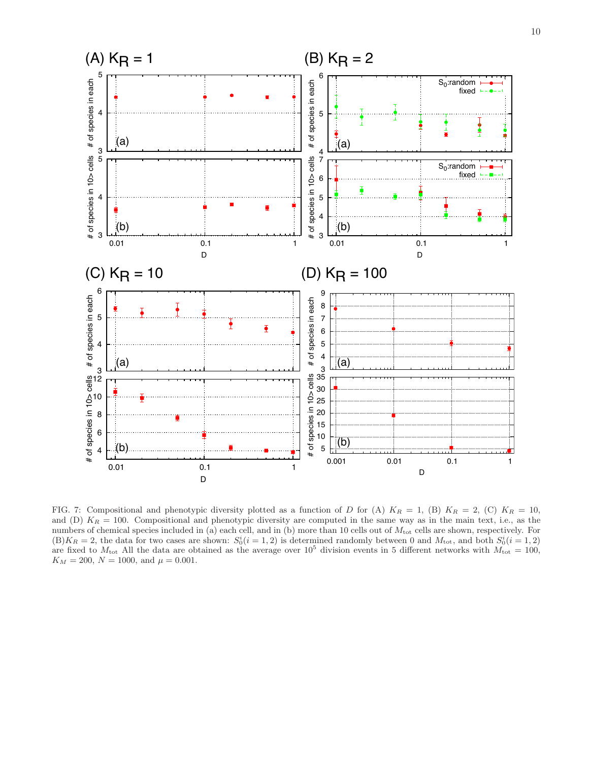FIG. 7: Compositional and phenotypic diversity plotted as a function of $D$ for (A) $K_R = 1$, (B) $K_R = 2$, (C) $K_R = 10$, and (D) $K_R = 100$. Compositional and phenotypic diversity are computed in the same way as in the main text, i.e., as the numbers of chemical species included in (a) each cell, and in (b) more than 10 cells out of $M_{\rm tot}$ cells are shown, respectively. For (B)$K_R = 2$, the data for two cases are shown: $S_0^i(i = 1, 2)$ is determined randomly between 0 and $M_{\rm tot}$, and both $S_0^i(i = 1, 2)$ are fixed to $M_{\rm tot}$ All the data are obtained as the average over $10^5$ division events in 5 different networks with $M_{\rm tot} = 100$, $K_M = 200$, $N = 1000$, and $\mu = 0.001$.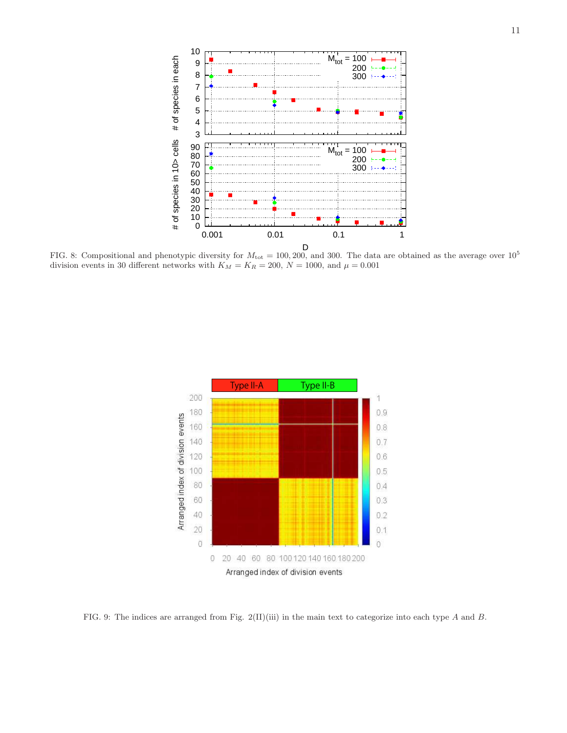FIG. 8: Compositional and phenotypic diversity for $M_{\rm tot} = 100, 200$, and 300. The data are obtained as the average over $10^5$ division events in 30 different networks with $K_M = K_R = 200$, $N = 1000$, and $\mu = 0.001$

FIG. 9: The indices are arranged from Fig. 2(II)(iii) in the main text to categorize into each type $A$ and $B$.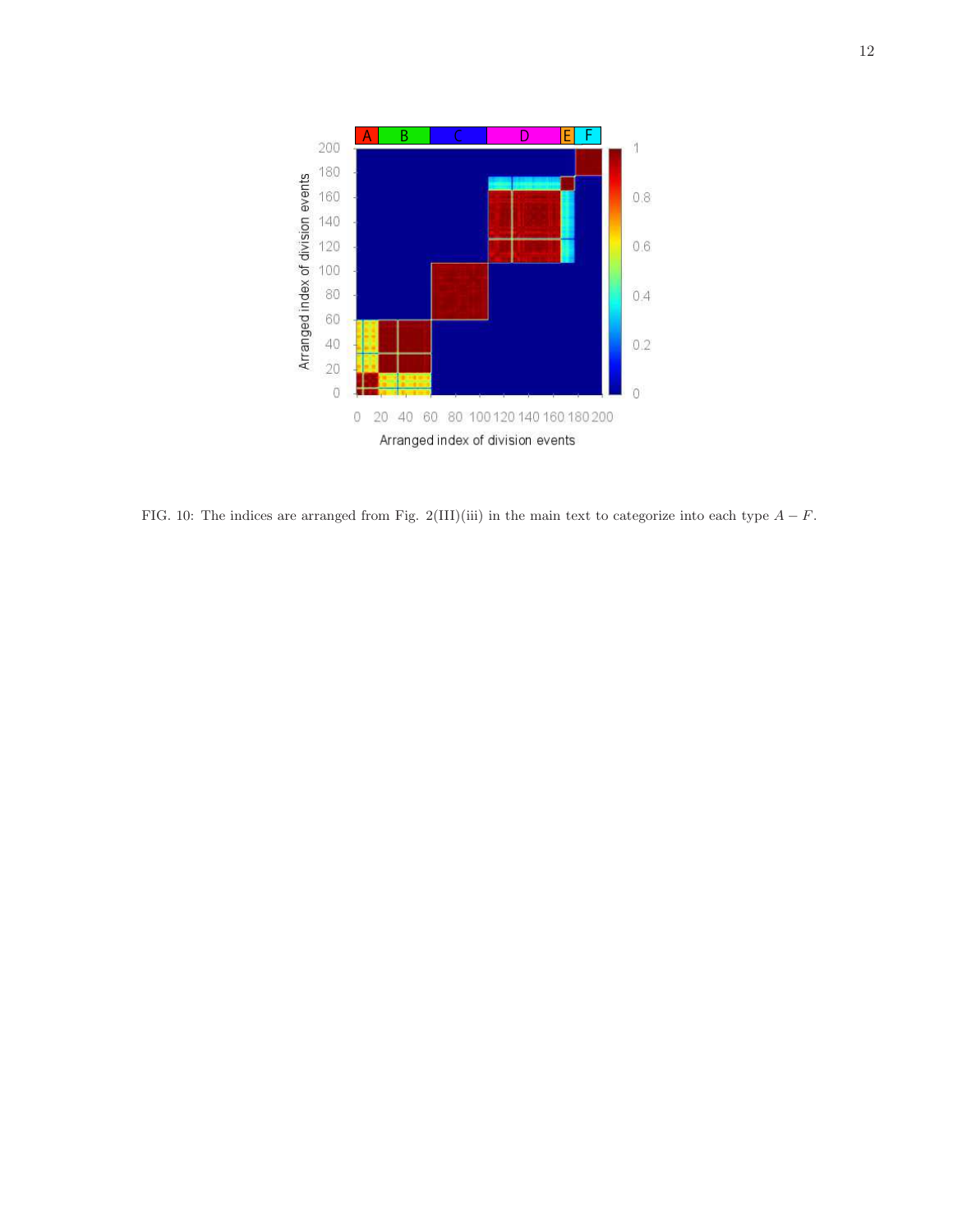A B C D E F

200
180
160
140
120
100
80
60
40
20
0

Arranged index of division events

0 20 40 60 80 100 120 140 160 180 200

Arranged index of division events

1
0.8
0.6
0.4
0.2
0

FIG. 10: The indices are arranged from Fig. 2(III)(iii) in the main text to categorize into each type $A - F$.